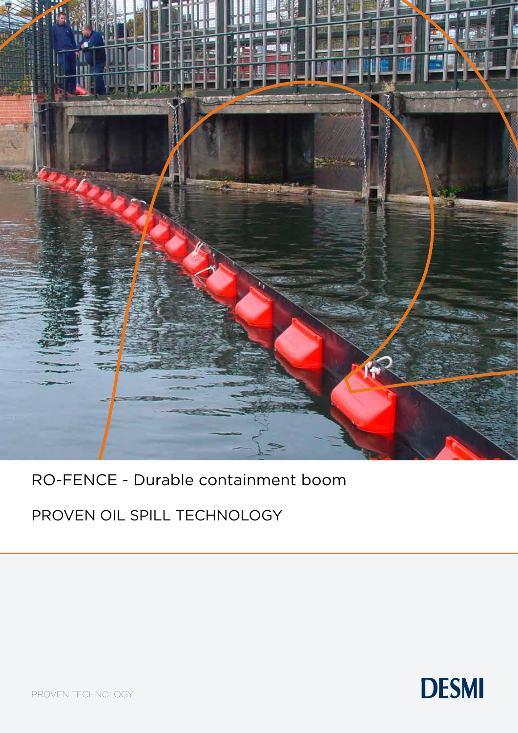# RO-FENCE - Durable containment boom

## PROVEN OIL SPILL TECHNOLOGY

PROVEN TECHNOLOGY

DESMI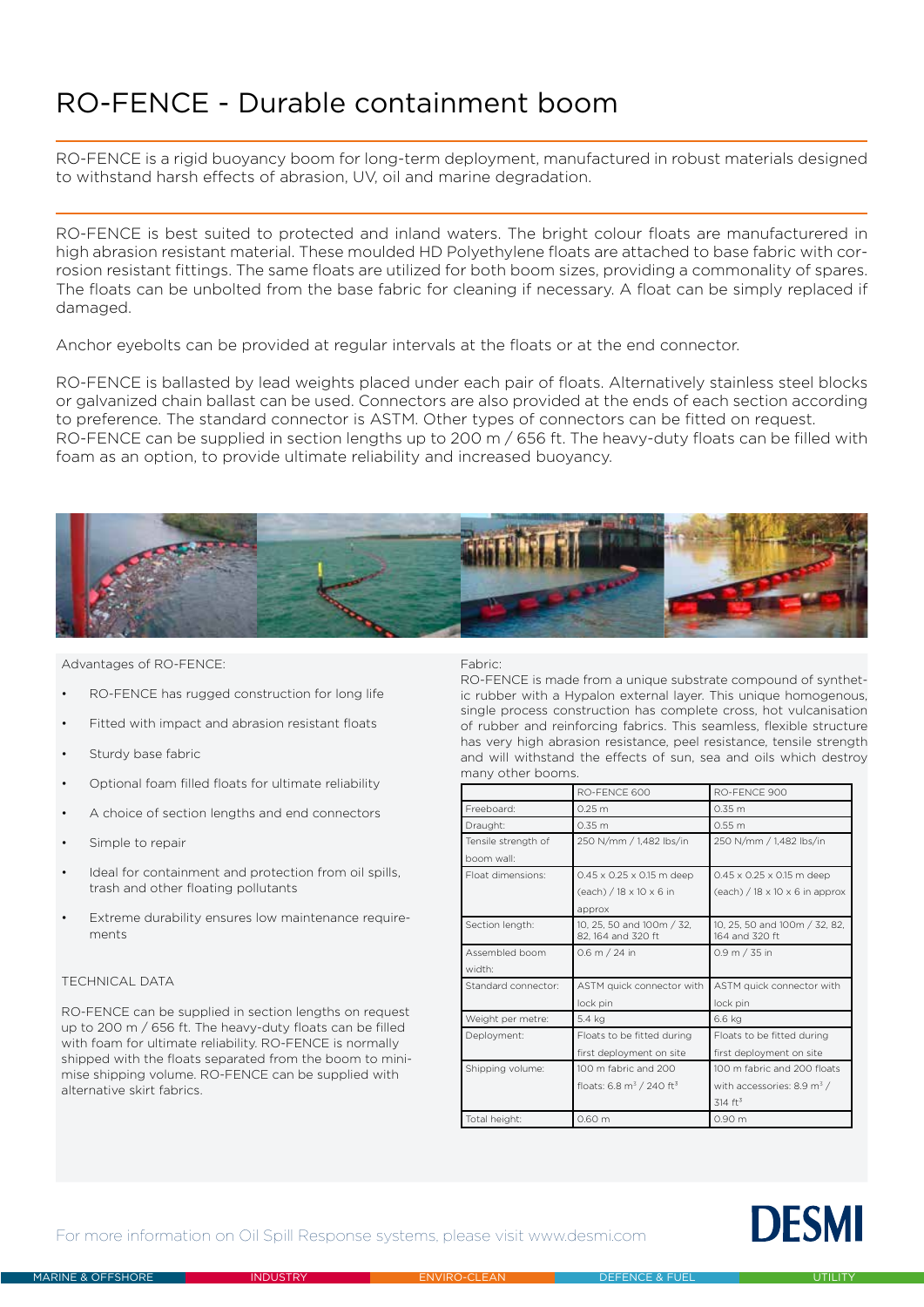# RO-FENCE - Durable containment boom

RO-FENCE is a rigid buoyancy boom for long-term deployment, manufactured in robust materials designed to withstand harsh effects of abrasion, UV, oil and marine degradation.

RO-FENCE is best suited to protected and inland waters. The bright colour floats are manufacturered in high abrasion resistant material. These moulded HD Polyethylene floats are attached to base fabric with corrosion resistant fittings. The same floats are utilized for both boom sizes, providing a commonality of spares. The floats can be unbolted from the base fabric for cleaning if necessary. A float can be simply replaced if damaged.

Anchor eyebolts can be provided at regular intervals at the floats or at the end connector.

RO-FENCE is ballasted by lead weights placed under each pair of floats. Alternatively stainless steel blocks or galvanized chain ballast can be used. Connectors are also provided at the ends of each section according to preference. The standard connector is ASTM. Other types of connectors can be fitted on request. RO-FENCE can be supplied in section lengths up to 200 m / 656 ft. The heavy-duty floats can be filled with foam as an option, to provide ultimate reliability and increased buoyancy.

Advantages of RO-FENCE:

- RO-FENCE has rugged construction for long life
- Fitted with impact and abrasion resistant floats
- Sturdy base fabric
- Optional foam filled floats for ultimate reliability
- A choice of section lengths and end connectors
- Simple to repair
- Ideal for containment and protection from oil spills, trash and other floating pollutants
- Extreme durability ensures low maintenance requirements

TECHNICAL DATA

RO-FENCE can be supplied in section lengths on request up to 200 m / 656 ft. The heavy-duty floats can be filled with foam for ultimate reliability. RO-FENCE is normally shipped with the floats separated from the boom to minimise shipping volume. RO-FENCE can be supplied with alternative skirt fabrics.

Fabric:

RO-FENCE is made from a unique substrate compound of synthetic rubber with a Hypalon external layer. This unique homogenous, single process construction has complete cross, hot vulcanisation of rubber and reinforcing fabrics. This seamless, flexible structure has very high abrasion resistance, peel resistance, tensile strength and will withstand the effects of sun, sea and oils which destroy many other booms.

| | RO-FENCE 600 | RO-FENCE 900 |
|---|---|---|
| Freeboard: | 0.25 m | 0.35 m |
| Draught: | 0.35 m | 0.55 m |
| Tensile strength of boom wall: | 250 N/mm / 1,482 lbs/in | 250 N/mm / 1,482 lbs/in |
| Float dimensions: | 0.45 x 0.25 x 0.15 m deep (each) / 18 x 10 x 6 in approx | 0.45 x 0.25 x 0.15 m deep (each) / 18 x 10 x 6 in approx |
| Section length: | 10, 25, 50 and 100m / 32, 82, 164 and 320 ft | 10, 25, 50 and 100m / 32, 82, 164 and 320 ft |
| Assembled boom width: | 0.6 m / 24 in | 0.9 m / 35 in |
| Standard connector: | ASTM quick connector with lock pin | ASTM quick connector with lock pin |
| Weight per metre: | 5.4 kg | 6.6 kg |
| Deployment: | Floats to be fitted during first deployment on site | Floats to be fitted during first deployment on site |
| Shipping volume: | 100 m fabric and 200 floats: 6.8 m³ / 240 ft³ | 100 m fabric and 200 floats with accessories: 8.9 m³ / 314 ft³ |
| Total height: | 0.60 m | 0.90 m |

For more information on Oil Spill Response systems, please visit www.desmi.com

DESMI

MARINE & OFFSHORE | INDUSTRY | ENVIRO-CLEAN | DEFENCE & FUEL | UTILITY